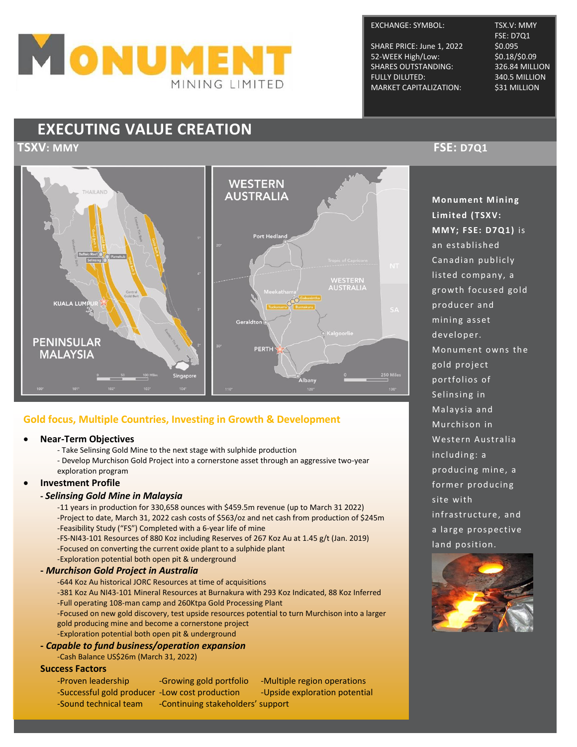# MONUMENT MINING LIMITED

| EXCHANGE: SYMBOL: | TSX.V: MMY FSE: D7Q1 |
| --- | --- |
| SHARE PRICE: June 1, 2022 | $0.095 |
| 52-WEEK High/Low: | $0.18/$0.09 |
| SHARES OUTSTANDING: | 326.84 MILLION |
| FULLY DILUTED: | 340.5 MILLION |
| MARKET CAPITALIZATION: | $31 MILLION |

## EXECUTING VALUE CREATION

**TSXV: MMY** **FSE: D7Q1**

**Monument Mining Limited (TSXV: MMY; FSE: D7Q1)** is an established Canadian publicly listed company, a growth focused gold producer and mining asset developer. Monument owns the gold project portfolios of Selinsing in Malaysia and Murchison in Western Australia including: a producing mine, a former producing site with infrastructure, and a large prospective land position.

### Gold focus, Multiple Countries, Investing in Growth & Development

- **Near-Term Objectives**
  - Take Selinsing Gold Mine to the next stage with sulphide production
  - Develop Murchison Gold Project into a cornerstone asset through an aggressive two-year exploration program
- **Investment Profile**

***- Selinsing Gold Mine in Malaysia***

-11 years in production for 330,658 ounces with $459.5m revenue (up to March 31 2022)
-Project to date, March 31, 2022 cash costs of $563/oz and net cash from production of $245m
-Feasibility Study ("FS") Completed with a 6-year life of mine
-FS-NI43-101 Resources of 880 Koz including Reserves of 267 Koz Au at 1.45 g/t (Jan. 2019)
-Focused on converting the current oxide plant to a sulphide plant
-Exploration potential both open pit & underground

***- Murchison Gold Project in Australia***

-644 Koz Au historical JORC Resources at time of acquisitions
-381 Koz Au NI43-101 Mineral Resources at Burnakura with 293 Koz Indicated, 88 Koz Inferred
-Full operating 108-man camp and 260Ktpa Gold Processing Plant
-Focused on new gold discovery, test upside resources potential to turn Murchison into a larger gold producing mine and become a cornerstone project
-Exploration potential both open pit & underground

***- Capable to fund business/operation expansion***

-Cash Balance US$26m (March 31, 2022)

**Success Factors**

-Proven leadership
-Successful gold producer
-Sound technical team
-Growing gold portfolio
-Low cost production
-Continuing stakeholders' support
-Multiple region operations
-Upside exploration potential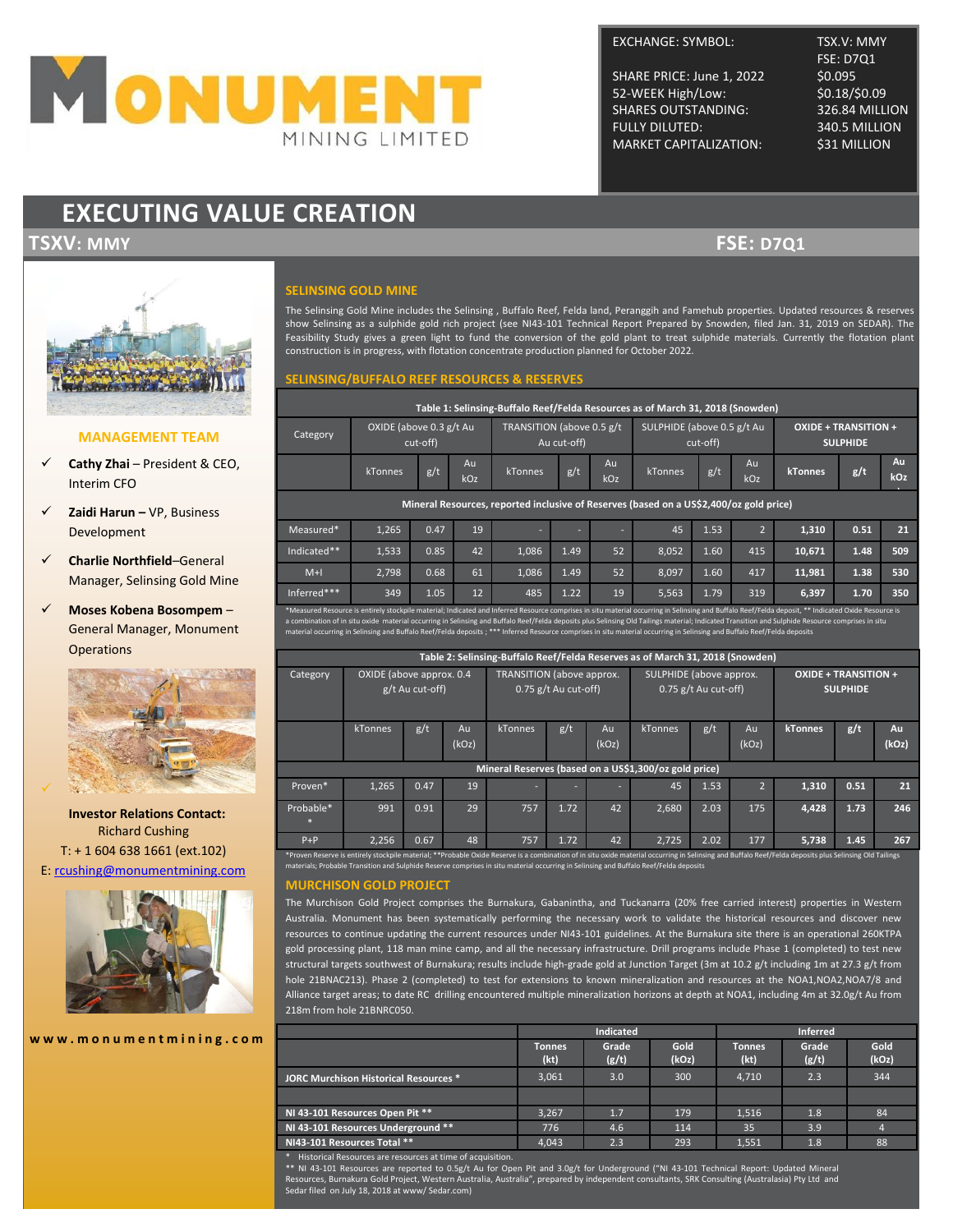| | |
|---|---|
| EXCHANGE: SYMBOL: | TSX.V: MMY<br>FSE: D7Q1 |
| SHARE PRICE: June 1, 2022 | $0.095 |
| 52-WEEK High/Low: | $0.18/$0.09 |
| SHARES OUTSTANDING: | 326.84 MILLION |
| FULLY DILUTED: | 340.5 MILLION |
| MARKET CAPITALIZATION: | $31 MILLION |

# EXECUTING VALUE CREATION

**TSXV: MMY** **FSE: D7Q1**

## MANAGEMENT TEAM

- ✓ **Cathy Zhai** – President & CEO, Interim CFO
- ✓ **Zaidi Harun –** VP, Business Development
- ✓ **Charlie Northfield**–General Manager, Selinsing Gold Mine
- ✓ **Moses Kobena Bosompem** – General Manager, Monument Operations

**Investor Relations Contact:**
Richard Cushing
T: + 1 604 638 1661 (ext.102)
E: rcushing@monumentmining.com

**www.monumentmining.com**

## SELINSING GOLD MINE

The Selinsing Gold Mine includes the Selinsing , Buffalo Reef, Felda land, Peranggih and Famehub properties. Updated resources & reserves show Selinsing as a sulphide gold rich project (see NI43-101 Technical Report Prepared by Snowden, filed Jan. 31, 2019 on SEDAR). The Feasibility Study gives a green light to fund the conversion of the gold plant to treat sulphide materials. Currently the flotation plant construction is in progress, with flotation concentrate production planned for October 2022.

## SELINSING/BUFFALO REEF RESOURCES & RESERVES

**Table 1: Selinsing-Buffalo Reef/Felda Resources as of March 31, 2018 (Snowden)**

| Category | OXIDE (above 0.3 g/t Au cut-off) | | | TRANSITION (above 0.5 g/t Au cut-off) | | | SULPHIDE (above 0.5 g/t Au cut-off) | | | OXIDE + TRANSITION + SULPHIDE | | |
|---|---|---|---|---|---|---|---|---|---|---|---|---|
| | kTonnes | g/t | Au kOz | kTonnes | g/t | Au kOz | kTonnes | g/t | Au kOz | **kTonnes** | **g/t** | **Au kOz** |
| **Mineral Resources, reported inclusive of Reserves (based on a US$2,400/oz gold price)** | | | | | | | | | | | | |
| Measured* | 1,265 | 0.47 | 19 | - | - | - | 45 | 1.53 | 2 | **1,310** | **0.51** | **21** |
| Indicated** | 1,533 | 0.85 | 42 | 1,086 | 1.49 | 52 | 8,052 | 1.60 | 415 | **10,671** | **1.48** | **509** |
| M+I | 2,798 | 0.68 | 61 | 1,086 | 1.49 | 52 | 8,097 | 1.60 | 417 | **11,981** | **1.38** | **530** |
| Inferred*** | 349 | 1.05 | 12 | 485 | 1.22 | 19 | 5,563 | 1.79 | 319 | **6,397** | **1.70** | **350** |

*Measured Resource is entirely stockpile material; Indicated and Inferred Resource comprises in situ material occurring in Selinsing and Buffalo Reef/Felda deposit, ** Indicated Oxide Resource is a combination of in situ oxide material occurring in Selinsing and Buffalo Reef/Felda deposits plus Selinsing Old Tailings material; Indicated Transition and Sulphide Resource comprises in situ material occurring in Selinsing and Buffalo Reef/Felda deposits ; *** Inferred Resource comprises in situ material occurring in Selinsing and Buffalo Reef/Felda deposits

**Table 2: Selinsing-Buffalo Reef/Felda Reserves as of March 31, 2018 (Snowden)**

| Category | OXIDE (above approx. 0.4 g/t Au cut-off) | | | TRANSITION (above approx. 0.75 g/t Au cut-off) | | | SULPHIDE (above approx. 0.75 g/t Au cut-off) | | | OXIDE + TRANSITION + SULPHIDE | | |
|---|---|---|---|---|---|---|---|---|---|---|---|---|
| | kTonnes | g/t | Au (kOz) | kTonnes | g/t | Au (kOz) | kTonnes | g/t | Au (kOz) | **kTonnes** | **g/t** | **Au (kOz)** |
| **Mineral Reserves (based on a US$1,300/oz gold price)** | | | | | | | | | | | | |
| Proven* | 1,265 | 0.47 | 19 | - | - | - | 45 | 1.53 | 2 | **1,310** | **0.51** | **21** |
| Probable** | 991 | 0.91 | 29 | 757 | 1.72 | 42 | 2,680 | 2.03 | 175 | **4,428** | **1.73** | **246** |
| P+P | 2,256 | 0.67 | 48 | 757 | 1.72 | 42 | 2,725 | 2.02 | 177 | **5,738** | **1.45** | **267** |

*Proven Reserve is entirely stockpile material; **Probable Oxide Reserve is a combination of in situ oxide material occurring in Selinsing and Buffalo Reef/Felda deposits plus Selinsing Old Tailings materials; Probable Transition and Sulphide Reserve comprises in situ material occurring in Selinsing and Buffalo Reef/Felda deposits

## MURCHISON GOLD PROJECT

The Murchison Gold Project comprises the Burnakura, Gabanintha, and Tuckanarra (20% free carried interest) properties in Western Australia. Monument has been systematically performing the necessary work to validate the historical resources and discover new resources to continue updating the current resources under NI43-101 guidelines. At the Burnakura site there is an operational 260KTPA gold processing plant, 118 man mine camp, and all the necessary infrastructure. Drill programs include Phase 1 (completed) to test new structural targets southwest of Burnakura; results include high-grade gold at Junction Target (3m at 10.2 g/t including 1m at 27.3 g/t from hole 21BNAC213). Phase 2 (completed) to test for extensions to known mineralization and resources at the NOA1,NOA2,NOA7/8 and Alliance target areas; to date RC drilling encountered multiple mineralization horizons at depth at NOA1, including 4m at 32.0g/t Au from 218m from hole 21BNRC050.

| | Indicated | | | Inferred | | |
|---|---|---|---|---|---|---|
| | **Tonnes (kt)** | **Grade (g/t)** | **Gold (kOz)** | **Tonnes (kt)** | **Grade (g/t)** | **Gold (kOz)** |
| **JORC Murchison Historical Resources *** | 3,061 | 3.0 | 300 | 4,710 | 2.3 | 344 |
| | | | | | | |
| **NI 43-101 Resources Open Pit **** | 3,267 | 1.7 | 179 | 1,516 | 1.8 | 84 |
| **NI 43-101 Resources Underground **** | 776 | 4.6 | 114 | 35 | 3.9 | 4 |
| **NI43-101 Resources Total **** | 4,043 | 2.3 | 293 | 1,551 | 1.8 | 88 |

\* Historical Resources are resources at time of acquisition.
** NI 43-101 Resources are reported to 0.5g/t Au for Open Pit and 3.0g/t for Underground ("NI 43-101 Technical Report: Updated Mineral Resources, Burnakura Gold Project, Western Australia, Australia", prepared by independent consultants, SRK Consulting (Australasia) Pty Ltd and Sedar filed on July 18, 2018 at www/ Sedar.com)